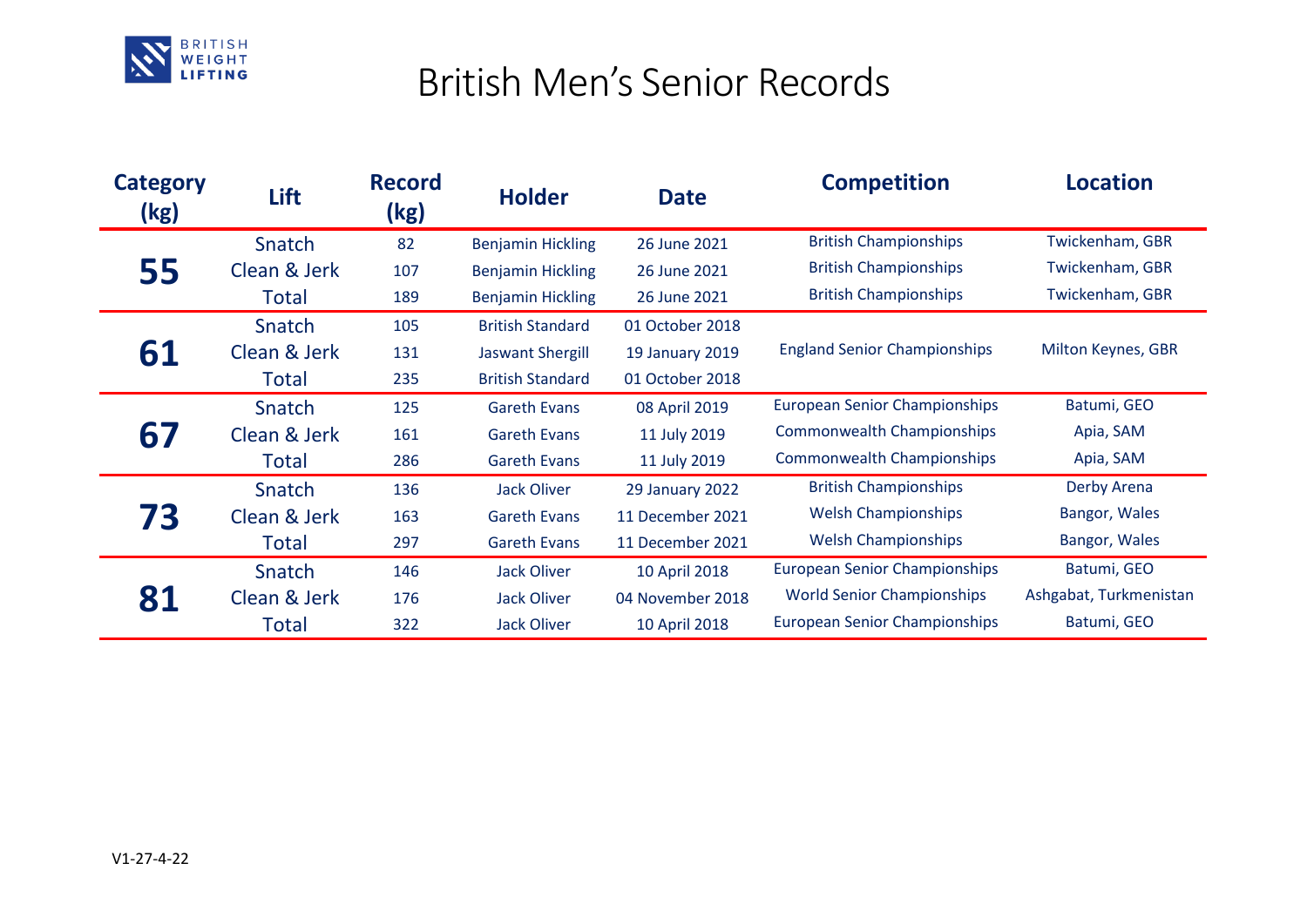BRITISH WEIGHT LIFTING

# British Men's Senior Records

| Category (kg) | Lift | Record (kg) | Holder | Date | Competition | Location |
|---|---|---|---|---|---|---|
| 55 | Snatch | 82 | Benjamin Hickling | 26 June 2021 | British Championships | Twickenham, GBR |
| | Clean & Jerk | 107 | Benjamin Hickling | 26 June 2021 | British Championships | Twickenham, GBR |
| | Total | 189 | Benjamin Hickling | 26 June 2021 | British Championships | Twickenham, GBR |
| 61 | Snatch | 105 | British Standard | 01 October 2018 | | |
| | Clean & Jerk | 131 | Jaswant Shergill | 19 January 2019 | England Senior Championships | Milton Keynes, GBR |
| | Total | 235 | British Standard | 01 October 2018 | | |
| 67 | Snatch | 125 | Gareth Evans | 08 April 2019 | European Senior Championships | Batumi, GEO |
| | Clean & Jerk | 161 | Gareth Evans | 11 July 2019 | Commonwealth Championships | Apia, SAM |
| | Total | 286 | Gareth Evans | 11 July 2019 | Commonwealth Championships | Apia, SAM |
| 73 | Snatch | 136 | Jack Oliver | 29 January 2022 | British Championships | Derby Arena |
| | Clean & Jerk | 163 | Gareth Evans | 11 December 2021 | Welsh Championships | Bangor, Wales |
| | Total | 297 | Gareth Evans | 11 December 2021 | Welsh Championships | Bangor, Wales |
| 81 | Snatch | 146 | Jack Oliver | 10 April 2018 | European Senior Championships | Batumi, GEO |
| | Clean & Jerk | 176 | Jack Oliver | 04 November 2018 | World Senior Championships | Ashgabat, Turkmenistan |
| | Total | 322 | Jack Oliver | 10 April 2018 | European Senior Championships | Batumi, GEO |

V1-27-4-22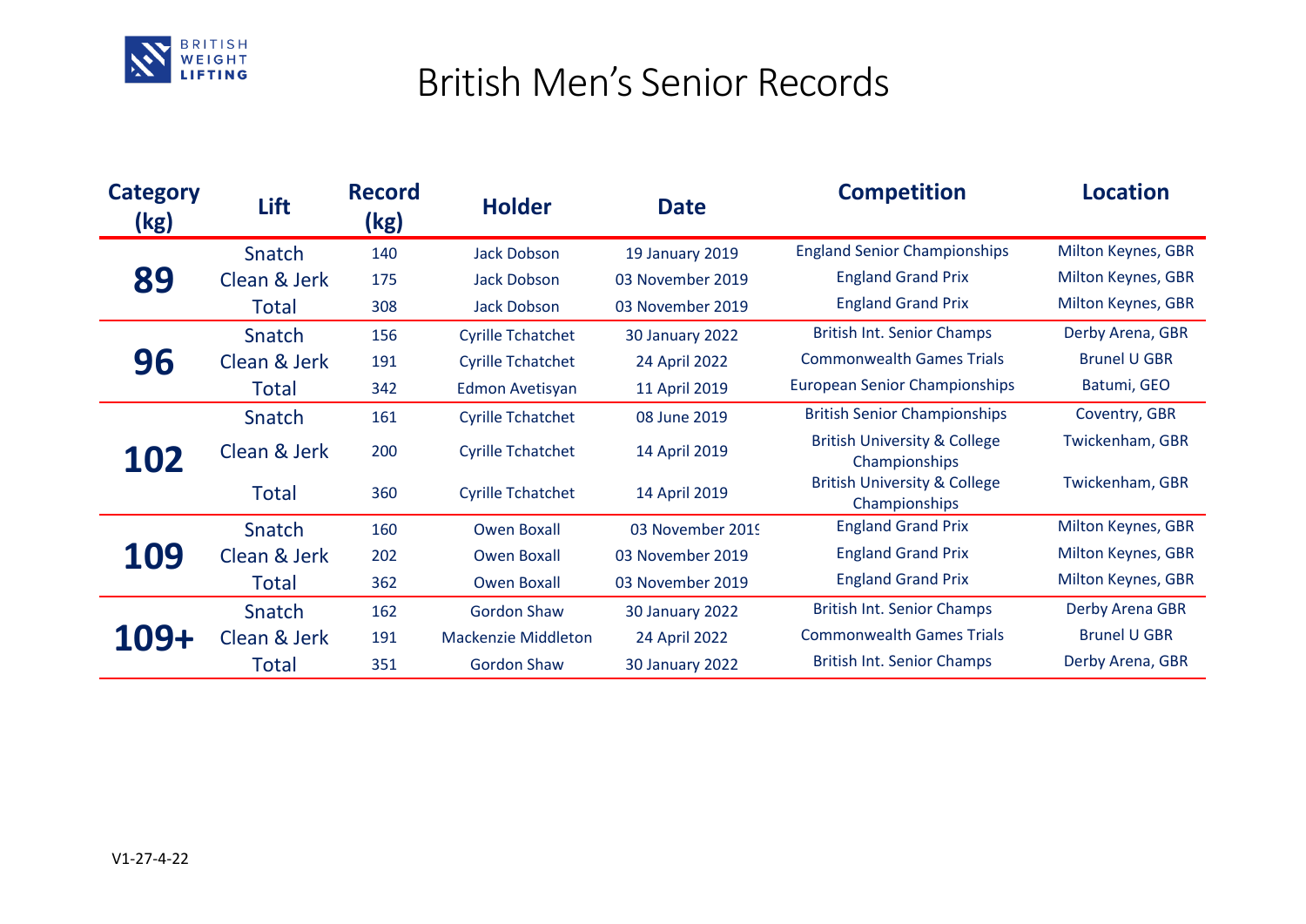BRITISH WEIGHT LIFTING

# British Men's Senior Records

| Category (kg) | Lift | Record (kg) | Holder | Date | Competition | Location |
|---|---|---|---|---|---|---|
| 89 | Snatch | 140 | Jack Dobson | 19 January 2019 | England Senior Championships | Milton Keynes, GBR |
| | Clean & Jerk | 175 | Jack Dobson | 03 November 2019 | England Grand Prix | Milton Keynes, GBR |
| | Total | 308 | Jack Dobson | 03 November 2019 | England Grand Prix | Milton Keynes, GBR |
| 96 | Snatch | 156 | Cyrille Tchatchet | 30 January 2022 | British Int. Senior Champs | Derby Arena, GBR |
| | Clean & Jerk | 191 | Cyrille Tchatchet | 24 April 2022 | Commonwealth Games Trials | Brunel U GBR |
| | Total | 342 | Edmon Avetisyan | 11 April 2019 | European Senior Championships | Batumi, GEO |
| 102 | Snatch | 161 | Cyrille Tchatchet | 08 June 2019 | British Senior Championships | Coventry, GBR |
| | Clean & Jerk | 200 | Cyrille Tchatchet | 14 April 2019 | British University & College Championships | Twickenham, GBR |
| | Total | 360 | Cyrille Tchatchet | 14 April 2019 | British University & College Championships | Twickenham, GBR |
| 109 | Snatch | 160 | Owen Boxall | 03 November 2019 | England Grand Prix | Milton Keynes, GBR |
| | Clean & Jerk | 202 | Owen Boxall | 03 November 2019 | England Grand Prix | Milton Keynes, GBR |
| | Total | 362 | Owen Boxall | 03 November 2019 | England Grand Prix | Milton Keynes, GBR |
| 109+ | Snatch | 162 | Gordon Shaw | 30 January 2022 | British Int. Senior Champs | Derby Arena GBR |
| | Clean & Jerk | 191 | Mackenzie Middleton | 24 April 2022 | Commonwealth Games Trials | Brunel U GBR |
| | Total | 351 | Gordon Shaw | 30 January 2022 | British Int. Senior Champs | Derby Arena, GBR |

V1-27-4-22